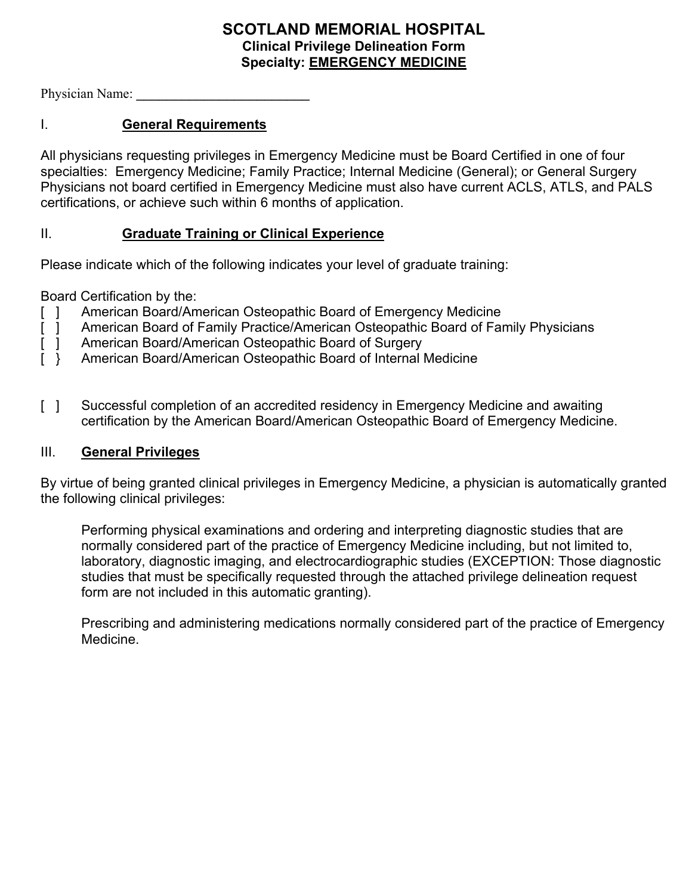# SCOTLAND MEMORIAL HOSPITAL

## Clinical Privilege Delineation Form

## Specialty: EMERGENCY MEDICINE

Physician Name: ________________________

## I. General Requirements

All physicians requesting privileges in Emergency Medicine must be Board Certified in one of four specialties: Emergency Medicine; Family Practice; Internal Medicine (General); or General Surgery Physicians not board certified in Emergency Medicine must also have current ACLS, ATLS, and PALS certifications, or achieve such within 6 months of application.

## II. Graduate Training or Clinical Experience

Please indicate which of the following indicates your level of graduate training:

Board Certification by the:

[ ] American Board/American Osteopathic Board of Emergency Medicine
[ ] American Board of Family Practice/American Osteopathic Board of Family Physicians
[ ] American Board/American Osteopathic Board of Surgery
[ } American Board/American Osteopathic Board of Internal Medicine

[ ] Successful completion of an accredited residency in Emergency Medicine and awaiting certification by the American Board/American Osteopathic Board of Emergency Medicine.

## III. General Privileges

By virtue of being granted clinical privileges in Emergency Medicine, a physician is automatically granted the following clinical privileges:

Performing physical examinations and ordering and interpreting diagnostic studies that are normally considered part of the practice of Emergency Medicine including, but not limited to, laboratory, diagnostic imaging, and electrocardiographic studies (EXCEPTION: Those diagnostic studies that must be specifically requested through the attached privilege delineation request form are not included in this automatic granting).

Prescribing and administering medications normally considered part of the practice of Emergency Medicine.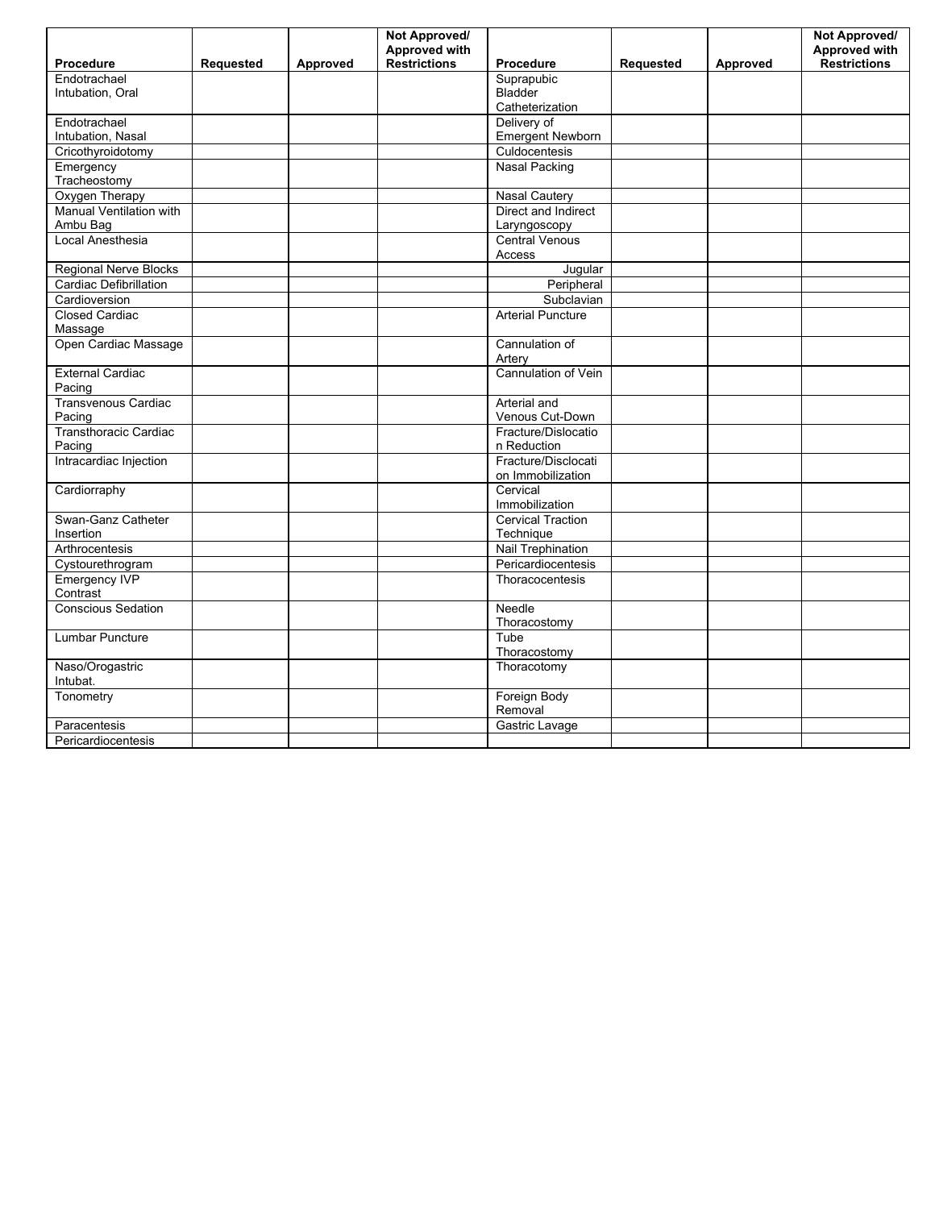| Procedure | Requested | Approved | Not Approved/ Approved with Restrictions | Procedure | Requested | Approved | Not Approved/ Approved with Restrictions |
|---|---|---|---|---|---|---|---|
| Endotrachael Intubation, Oral | | | | Suprapubic Bladder Catheterization | | | |
| Endotrachael Intubation, Nasal | | | | Delivery of Emergent Newborn | | | |
| Cricothyroidotomy | | | | Culdocentesis | | | |
| Emergency Tracheostomy | | | | Nasal Packing | | | |
| Oxygen Therapy | | | | Nasal Cautery | | | |
| Manual Ventilation with Ambu Bag | | | | Direct and Indirect Laryngoscopy | | | |
| Local Anesthesia | | | | Central Venous Access | | | |
| Regional Nerve Blocks | | | | Jugular | | | |
| Cardiac Defibrillation | | | | Peripheral | | | |
| Cardioversion | | | | Subclavian | | | |
| Closed Cardiac Massage | | | | Arterial Puncture | | | |
| Open Cardiac Massage | | | | Cannulation of Artery | | | |
| External Cardiac Pacing | | | | Cannulation of Vein | | | |
| Transvenous Cardiac Pacing | | | | Arterial and Venous Cut-Down | | | |
| Transthoracic Cardiac Pacing | | | | Fracture/Dislocation Reduction | | | |
| Intracardiac Injection | | | | Fracture/Disclocation Immobilization | | | |
| Cardiorraphy | | | | Cervical Immobilization | | | |
| Swan-Ganz Catheter Insertion | | | | Cervical Traction Technique | | | |
| Arthrocentesis | | | | Nail Trephination | | | |
| Cystourethrogram | | | | Pericardiocentesis | | | |
| Emergency IVP Contrast | | | | Thoracocentesis | | | |
| Conscious Sedation | | | | Needle Thoracostomy | | | |
| Lumbar Puncture | | | | Tube Thoracostomy | | | |
| Naso/Orogastric Intubat. | | | | Thoracotomy | | | |
| Tonometry | | | | Foreign Body Removal | | | |
| Paracentesis | | | | Gastric Lavage | | | |
| Pericardiocentesis | | | | | | | |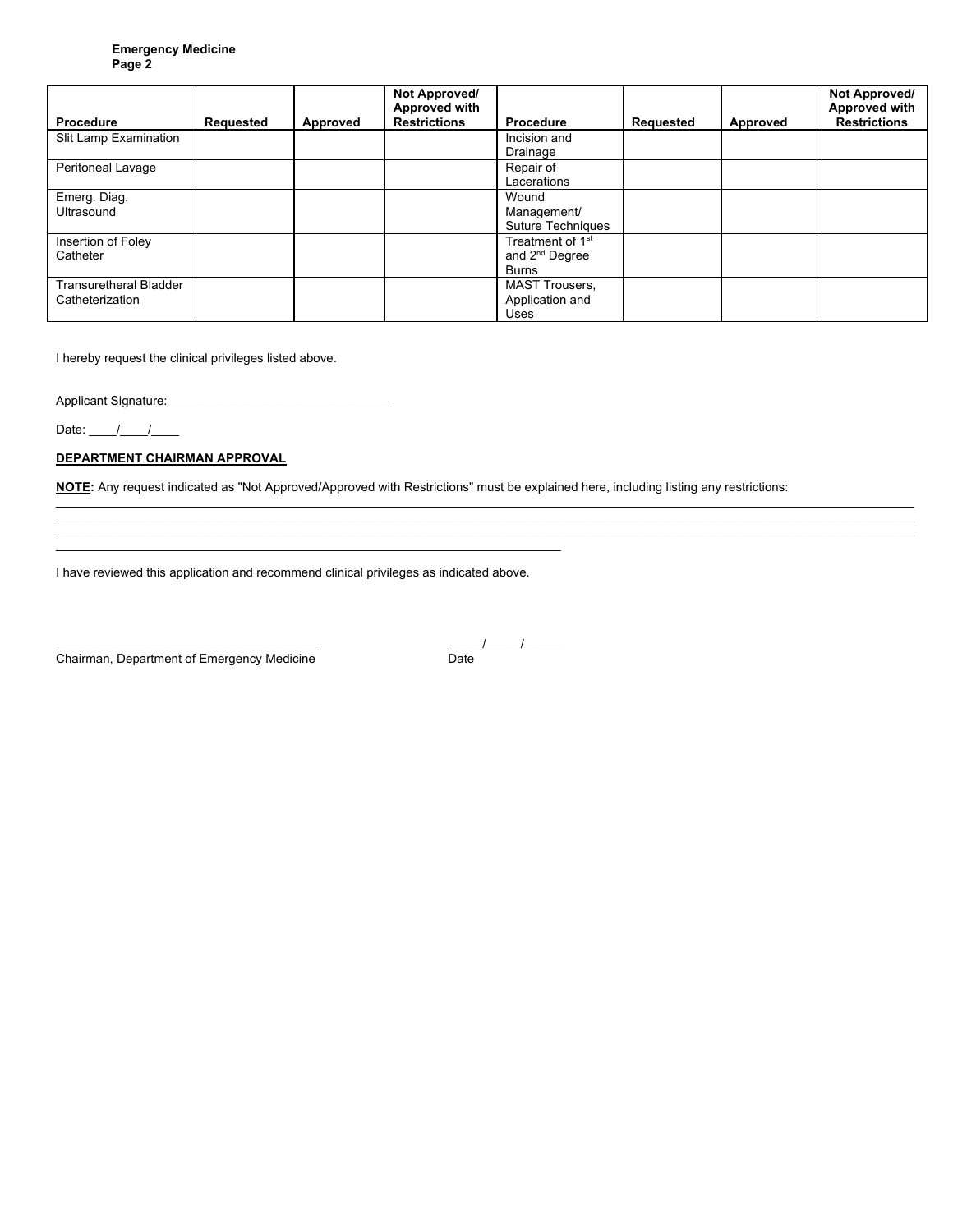| Procedure | Requested | Approved | Not Approved/ Approved with Restrictions | Procedure | Requested | Approved | Not Approved/ Approved with Restrictions |
|---|---|---|---|---|---|---|---|
| Slit Lamp Examination | | | | Incision and Drainage | | | |
| Peritoneal Lavage | | | | Repair of Lacerations | | | |
| Emerg. Diag. Ultrasound | | | | Wound Management/ Suture Techniques | | | |
| Insertion of Foley Catheter | | | | Treatment of 1st and 2nd Degree Burns | | | |
| Transuretheral Bladder Catheterization | | | | MAST Trousers, Application and Uses | | | |

I hereby request the clinical privileges listed above.

Applicant Signature: ________________________________

Date: ____/____/____

**DEPARTMENT CHAIRMAN APPROVAL**

**NOTE:** Any request indicated as "Not Approved/Approved with Restrictions" must be explained here, including listing any restrictions:

_____________________________________________________________________________________________________________
_____________________________________________________________________________________________________________
_____________________________________________________________________________________________________________
__________________________________________________________________________

I have reviewed this application and recommend clinical privileges as indicated above.

______________________________________ _____/_____/_____

Chairman, Department of Emergency Medicine Date